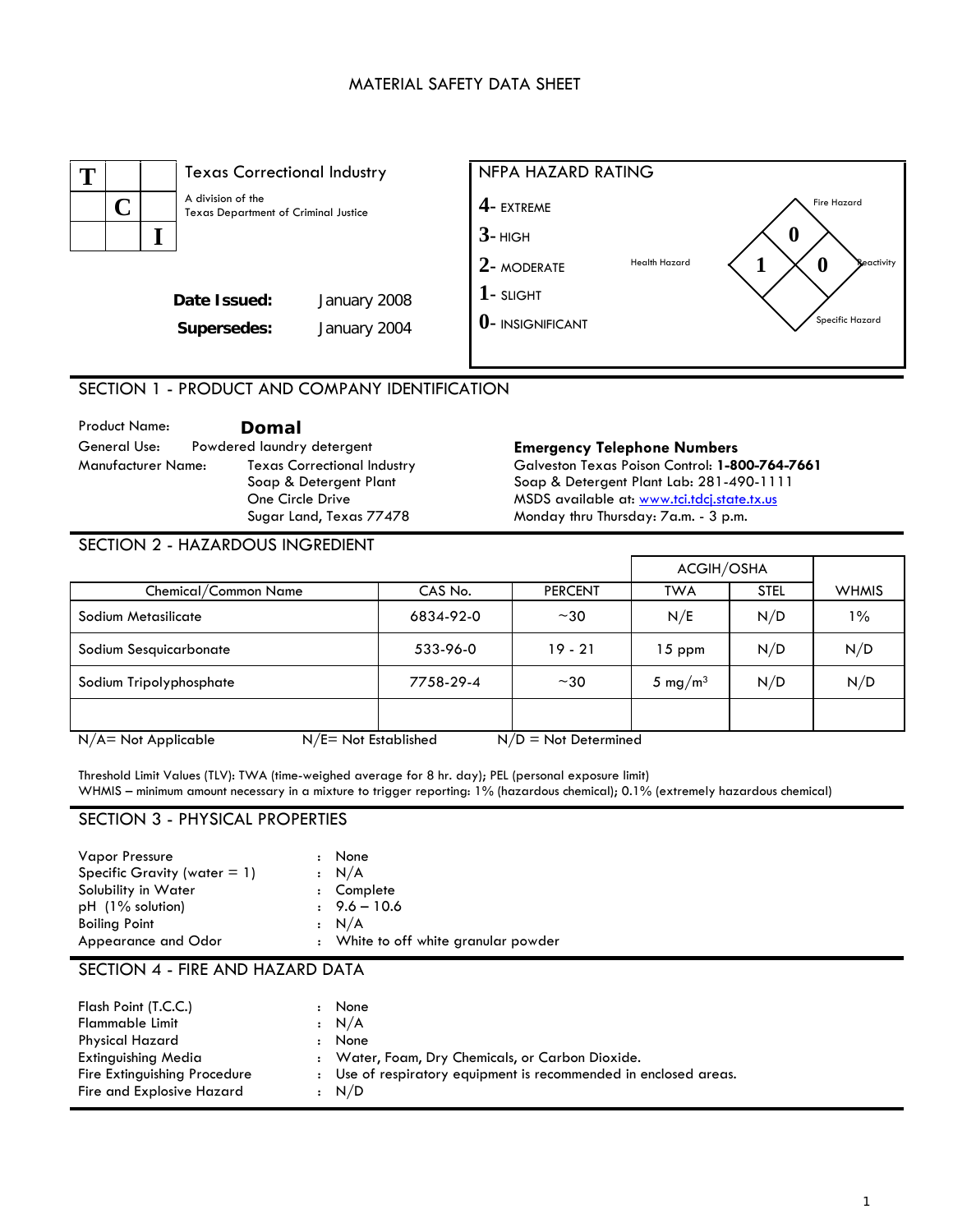# MATERIAL SAFETY DATA SHEET

**Texas Correctional Industry**

A division of the Texas Department of Criminal Justice

**Date Issued:** January 2008

**Supersedes:** January 2004

**NFPA HAZARD RATING**

- 4- EXTREME
- 3- HIGH
- 2- MODERATE
- 1- SLIGHT
- 0- INSIGNIFICANT

Fire Hazard: 0
Health Hazard: 1
Reactivity: 0
Specific Hazard:

## SECTION 1 - PRODUCT AND COMPANY IDENTIFICATION

Product Name: **Domal**

General Use: Powdered laundry detergent

Manufacturer Name: Texas Correctional Industry
Soap & Detergent Plant
One Circle Drive
Sugar Land, Texas 77478

**Emergency Telephone Numbers**

Galveston Texas Poison Control: **1-800-764-7661**
Soap & Detergent Plant Lab: 281-490-1111
MSDS available at: www.tci.tdcj.state.tx.us
Monday thru Thursday: 7a.m. - 3 p.m.

## SECTION 2 - HAZARDOUS INGREDIENT

| Chemical/Common Name | CAS No. | PERCENT | ACGIH/OSHA TWA | ACGIH/OSHA STEL | WHMIS |
|---|---|---|---|---|---|
| Sodium Metasilicate | 6834-92-0 | ~30 | N/E | N/D | 1% |
| Sodium Sesquicarbonate | 533-96-0 | 19 - 21 | 15 ppm | N/D | N/D |
| Sodium Tripolyphosphate | 7758-29-4 | ~30 | 5 mg/m$^3$ | N/D | N/D |
| | | | | | |

N/A= Not Applicable    N/E= Not Established    N/D = Not Determined

Threshold Limit Values (TLV): TWA (time-weighed average for 8 hr. day); PEL (personal exposure limit)
WHMIS – minimum amount necessary in a mixture to trigger reporting: 1% (hazardous chemical); 0.1% (extremely hazardous chemical)

## SECTION 3 - PHYSICAL PROPERTIES

| | | |
|---|---|---|
| Vapor Pressure | : | None |
| Specific Gravity (water = 1) | : | N/A |
| Solubility in Water | : | Complete |
| pH (1% solution) | : | 9.6 – 10.6 |
| Boiling Point | : | N/A |
| Appearance and Odor | : | White to off white granular powder |

## SECTION 4 - FIRE AND HAZARD DATA

| | | |
|---|---|---|
| Flash Point (T.C.C.) | : | None |
| Flammable Limit | : | N/A |
| Physical Hazard | : | None |
| Extinguishing Media | : | Water, Foam, Dry Chemicals, or Carbon Dioxide. |
| Fire Extinguishing Procedure | : | Use of respiratory equipment is recommended in enclosed areas. |
| Fire and Explosive Hazard | : | N/D |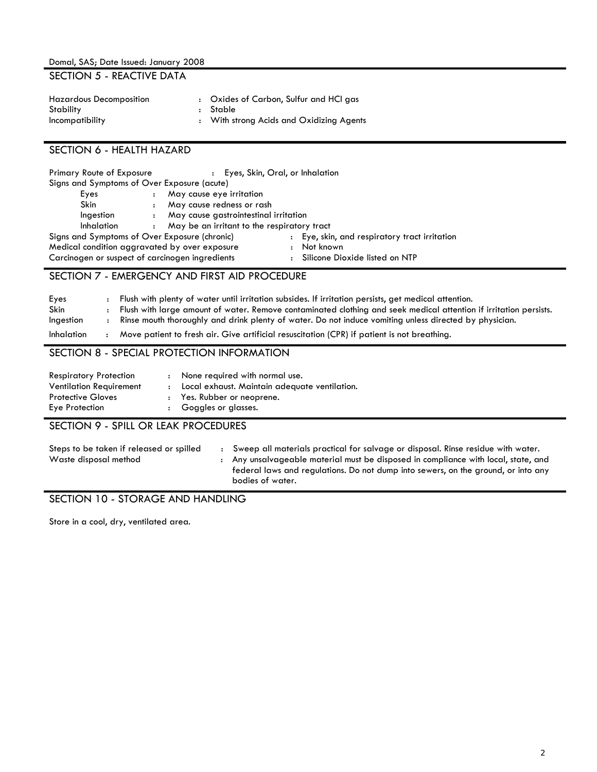Domal, SAS; Date Issued: January 2008

## SECTION 5 - REACTIVE DATA

| | | |
|---|---|---|
| Hazardous Decomposition | : | Oxides of Carbon, Sulfur and HCl gas |
| Stability | : | Stable |
| Incompatibility | : | With strong Acids and Oxidizing Agents |

## SECTION 6 - HEALTH HAZARD

Primary Route of Exposure : Eyes, Skin, Oral, or Inhalation

Signs and Symptoms of Over Exposure (acute)

| | | |
|---|---|---|
| Eyes | : | May cause eye irritation |
| Skin | : | May cause redness or rash |
| Ingestion | : | May cause gastrointestinal irritation |
| Inhalation | : | May be an irritant to the respiratory tract |

| | | |
|---|---|---|
| Signs and Symptoms of Over Exposure (chronic) | : | Eye, skin, and respiratory tract irritation |
| Medical condition aggravated by over exposure | : | Not known |
| Carcinogen or suspect of carcinogen ingredients | : | Silicone Dioxide listed on NTP |

## SECTION 7 - EMERGENCY AND FIRST AID PROCEDURE

| | | |
|---|---|---|
| Eyes | : | Flush with plenty of water until irritation subsides. If irritation persists, get medical attention. |
| Skin | : | Flush with large amount of water. Remove contaminated clothing and seek medical attention if irritation persists. |
| Ingestion | : | Rinse mouth thoroughly and drink plenty of water. Do not induce vomiting unless directed by physician. |
| Inhalation | : | Move patient to fresh air. Give artificial resuscitation (CPR) if patient is not breathing. |

## SECTION 8 - SPECIAL PROTECTION INFORMATION

| | | |
|---|---|---|
| Respiratory Protection | : | None required with normal use. |
| Ventilation Requirement | : | Local exhaust. Maintain adequate ventilation. |
| Protective Gloves | : | Yes. Rubber or neoprene. |
| Eye Protection | : | Goggles or glasses. |

## SECTION 9 - SPILL OR LEAK PROCEDURES

| | | |
|---|---|---|
| Steps to be taken if released or spilled | : | Sweep all materials practical for salvage or disposal. Rinse residue with water. |
| Waste disposal method | : | Any unsalvageable material must be disposed in compliance with local, state, and federal laws and regulations. Do not dump into sewers, on the ground, or into any bodies of water. |

## SECTION 10 - STORAGE AND HANDLING

Store in a cool, dry, ventilated area.